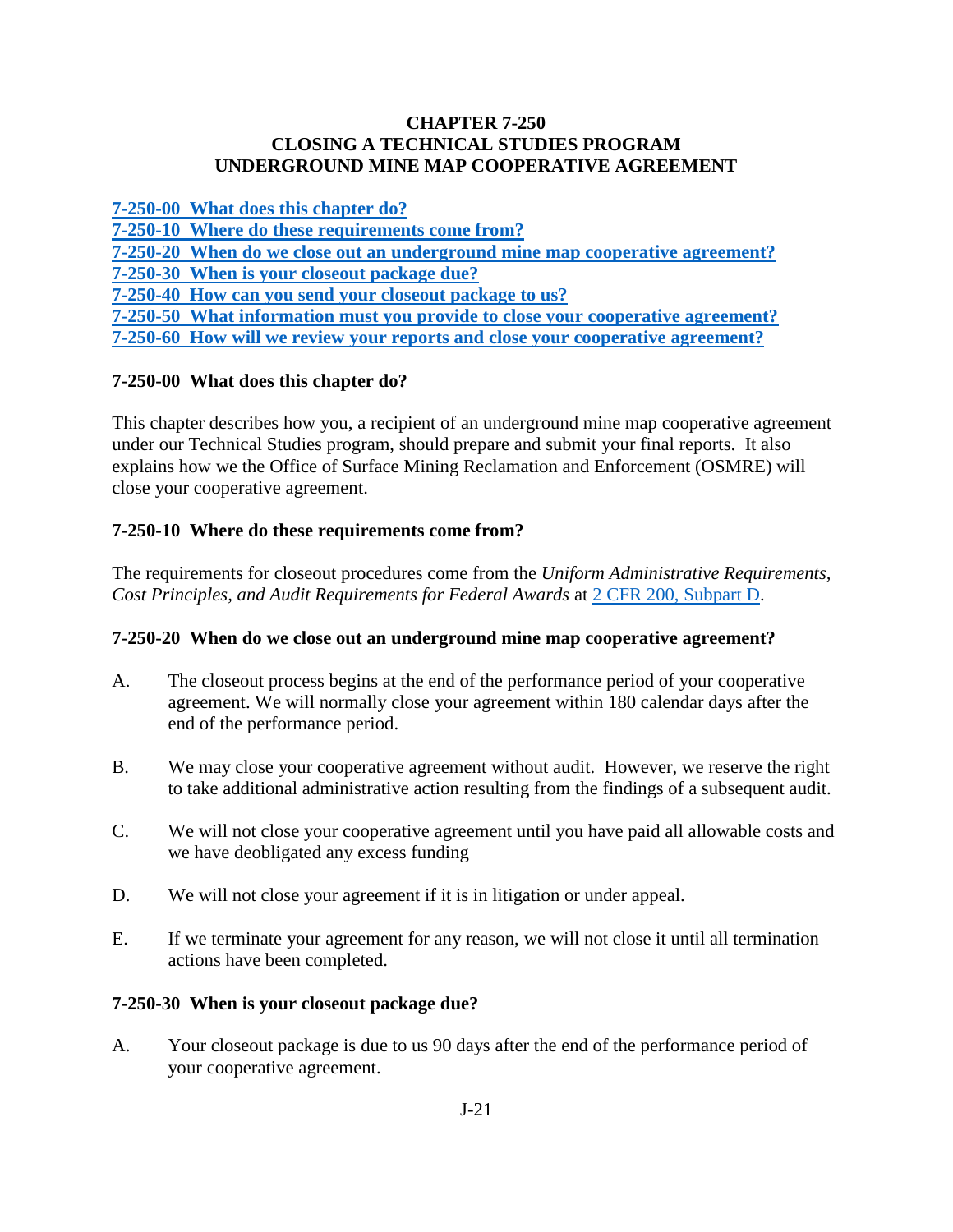# CHAPTER 7-250
# CLOSING A TECHNICAL STUDIES PROGRAM UNDERGROUND MINE MAP COOPERATIVE AGREEMENT

[7-250-00 What does this chapter do?](#)
[7-250-10 Where do these requirements come from?](#)
[7-250-20 When do we close out an underground mine map cooperative agreement?](#)
[7-250-30 When is your closeout package due?](#)
[7-250-40 How can you send your closeout package to us?](#)
[7-250-50 What information must you provide to close your cooperative agreement?](#)
[7-250-60 How will we review your reports and close your cooperative agreement?](#)

## 7-250-00 What does this chapter do?

This chapter describes how you, a recipient of an underground mine map cooperative agreement under our Technical Studies program, should prepare and submit your final reports. It also explains how we the Office of Surface Mining Reclamation and Enforcement (OSMRE) will close your cooperative agreement.

## 7-250-10 Where do these requirements come from?

The requirements for closeout procedures come from the *Uniform Administrative Requirements, Cost Principles, and Audit Requirements for Federal Awards* at [2 CFR 200, Subpart D](#).

## 7-250-20 When do we close out an underground mine map cooperative agreement?

A. The closeout process begins at the end of the performance period of your cooperative agreement. We will normally close your agreement within 180 calendar days after the end of the performance period.

B. We may close your cooperative agreement without audit. However, we reserve the right to take additional administrative action resulting from the findings of a subsequent audit.

C. We will not close your cooperative agreement until you have paid all allowable costs and we have deobligated any excess funding

D. We will not close your agreement if it is in litigation or under appeal.

E. If we terminate your agreement for any reason, we will not close it until all termination actions have been completed.

## 7-250-30 When is your closeout package due?

A. Your closeout package is due to us 90 days after the end of the performance period of your cooperative agreement.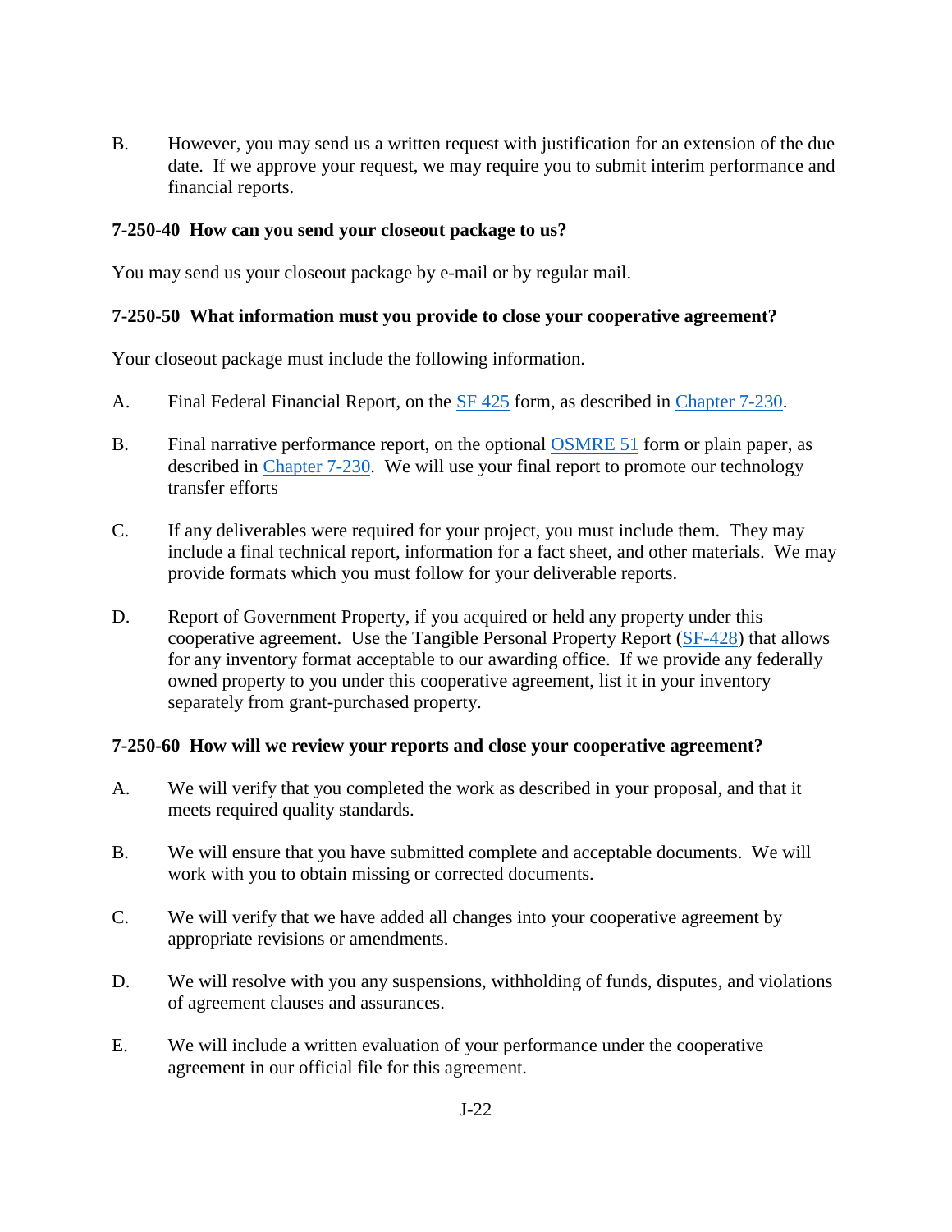B. However, you may send us a written request with justification for an extension of the due date. If we approve your request, we may require you to submit interim performance and financial reports.

**7-250-40 How can you send your closeout package to us?**

You may send us your closeout package by e-mail or by regular mail.

**7-250-50 What information must you provide to close your cooperative agreement?**

Your closeout package must include the following information.

A. Final Federal Financial Report, on the SF 425 form, as described in Chapter 7-230.

B. Final narrative performance report, on the optional OSMRE 51 form or plain paper, as described in Chapter 7-230. We will use your final report to promote our technology transfer efforts

C. If any deliverables were required for your project, you must include them. They may include a final technical report, information for a fact sheet, and other materials. We may provide formats which you must follow for your deliverable reports.

D. Report of Government Property, if you acquired or held any property under this cooperative agreement. Use the Tangible Personal Property Report (SF-428) that allows for any inventory format acceptable to our awarding office. If we provide any federally owned property to you under this cooperative agreement, list it in your inventory separately from grant-purchased property.

**7-250-60 How will we review your reports and close your cooperative agreement?**

A. We will verify that you completed the work as described in your proposal, and that it meets required quality standards.

B. We will ensure that you have submitted complete and acceptable documents. We will work with you to obtain missing or corrected documents.

C. We will verify that we have added all changes into your cooperative agreement by appropriate revisions or amendments.

D. We will resolve with you any suspensions, withholding of funds, disputes, and violations of agreement clauses and assurances.

E. We will include a written evaluation of your performance under the cooperative agreement in our official file for this agreement.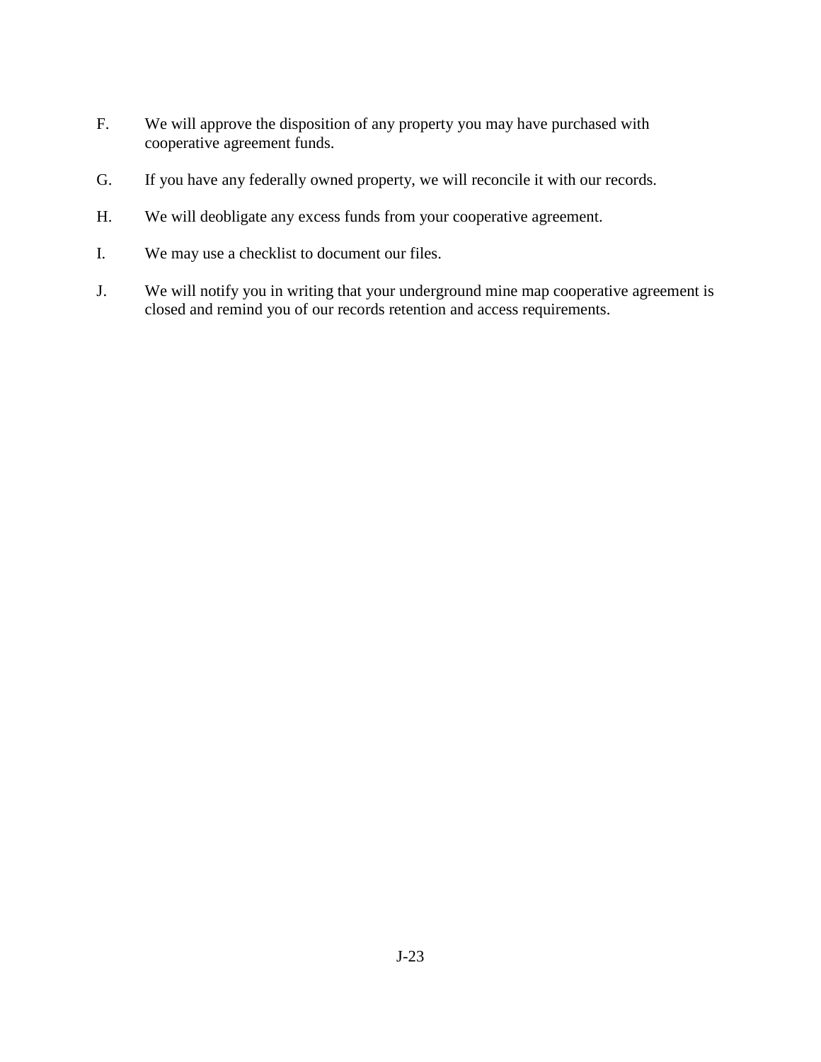F. We will approve the disposition of any property you may have purchased with cooperative agreement funds.

G. If you have any federally owned property, we will reconcile it with our records.

H. We will deobligate any excess funds from your cooperative agreement.

I. We may use a checklist to document our files.

J. We will notify you in writing that your underground mine map cooperative agreement is closed and remind you of our records retention and access requirements.